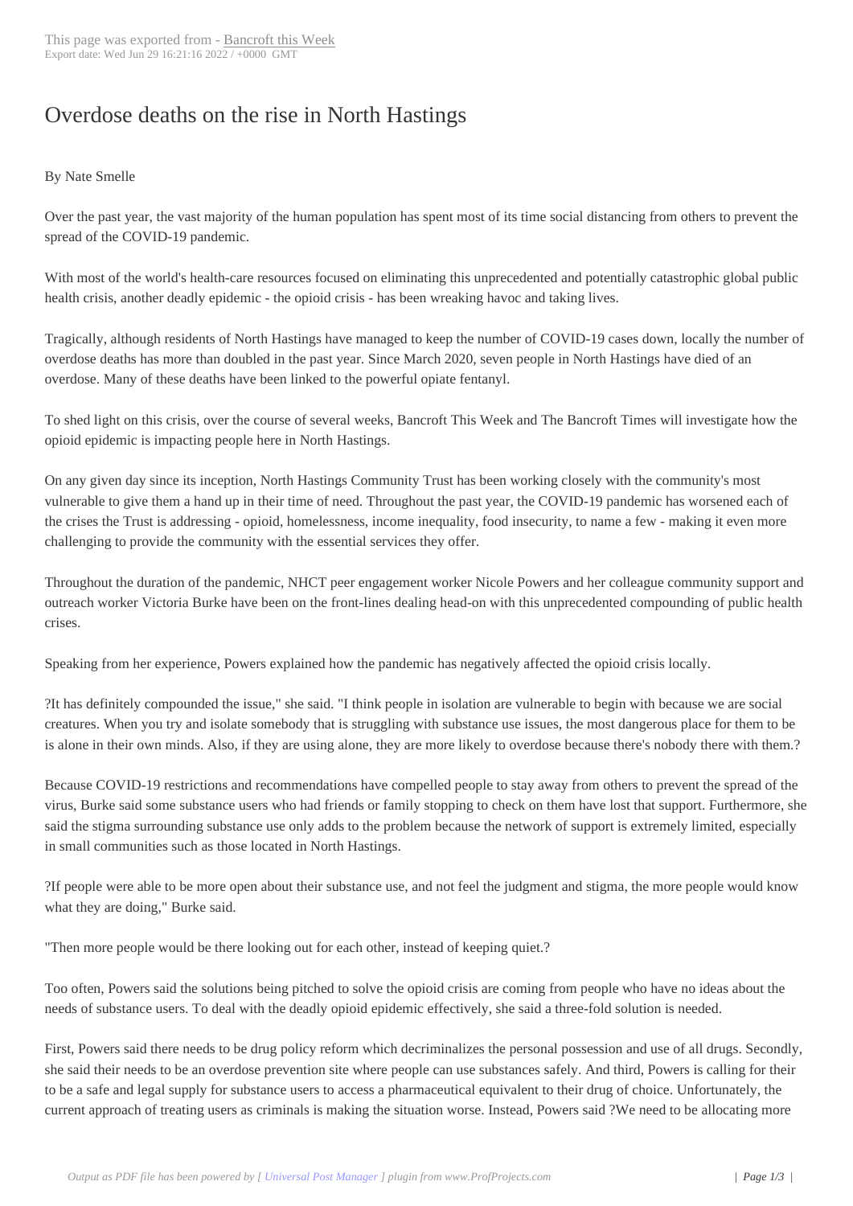# Overdose deaths on the rise in North Hastings

By Nate Smelle

Over the past year, the vast majority of the human population has spent most of its time social distancing from others to prevent the spread of the COVID-19 pandemic.

With most of the world's health-care resources focused on eliminating this unprecedented and potentially catastrophic global public health crisis, another deadly epidemic - the opioid crisis - has been wreaking havoc and taking lives.

Tragically, although residents of North Hastings have managed to keep the number of COVID-19 cases down, locally the number of overdose deaths has more than doubled in the past year. Since March 2020, seven people in North Hastings have died of an overdose. Many of these deaths have been linked to the powerful opiate fentanyl.

To shed light on this crisis, over the course of several weeks, Bancroft This Week and The Bancroft Times will investigate how the opioid epidemic is impacting people here in North Hastings.

On any given day since its inception, North Hastings Community Trust has been working closely with the community's most vulnerable to give them a hand up in their time of need. Throughout the past year, the COVID-19 pandemic has worsened each of the crises the Trust is addressing - opioid, homelessness, income inequality, food insecurity, to name a few - making it even more challenging to provide the community with the essential services they offer.

Throughout the duration of the pandemic, NHCT peer engagement worker Nicole Powers and her colleague community support and outreach worker Victoria Burke have been on the front-lines dealing head-on with this unprecedented compounding of public health crises.

Speaking from her experience, Powers explained how the pandemic has negatively affected the opioid crisis locally.

?It has definitely compounded the issue," she said. "I think people in isolation are vulnerable to begin with because we are social creatures. When you try and isolate somebody that is struggling with substance use issues, the most dangerous place for them to be is alone in their own minds. Also, if they are using alone, they are more likely to overdose because there's nobody there with them.?

Because COVID-19 restrictions and recommendations have compelled people to stay away from others to prevent the spread of the virus, Burke said some substance users who had friends or family stopping to check on them have lost that support. Furthermore, she said the stigma surrounding substance use only adds to the problem because the network of support is extremely limited, especially in small communities such as those located in North Hastings.

?If people were able to be more open about their substance use, and not feel the judgment and stigma, the more people would know what they are doing," Burke said.

"Then more people would be there looking out for each other, instead of keeping quiet.?

Too often, Powers said the solutions being pitched to solve the opioid crisis are coming from people who have no ideas about the needs of substance users. To deal with the deadly opioid epidemic effectively, she said a three-fold solution is needed.

First, Powers said there needs to be drug policy reform which decriminalizes the personal possession and use of all drugs. Secondly, she said their needs to be an overdose prevention site where people can use substances safely. And third, Powers is calling for their to be a safe and legal supply for substance users to access a pharmaceutical equivalent to their drug of choice. Unfortunately, the current approach of treating users as criminals is making the situation worse. Instead, Powers said ?We need to be allocating more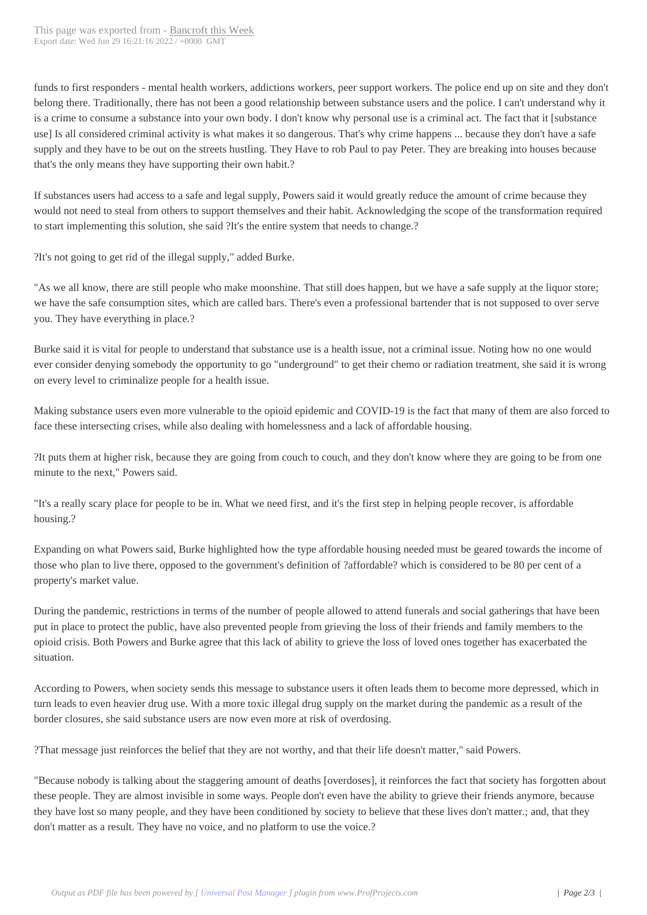funds to first responders - mental health workers, addictions workers, peer support workers. The police end up on site and they don't belong there. Traditionally, there has not been a good relationship between substance users and the police. I can't understand why it is a crime to consume a substance into your own body. I don't know why personal use is a criminal act. The fact that it [substance use] Is all considered criminal activity is what makes it so dangerous. That's why crime happens ... because they don't have a safe supply and they have to be out on the streets hustling. They Have to rob Paul to pay Peter. They are breaking into houses because that's the only means they have supporting their own habit.?

If substances users had access to a safe and legal supply, Powers said it would greatly reduce the amount of crime because they would not need to steal from others to support themselves and their habit. Acknowledging the scope of the transformation required to start implementing this solution, she said ?It's the entire system that needs to change.?

?It's not going to get rid of the illegal supply," added Burke.

"As we all know, there are still people who make moonshine. That still does happen, but we have a safe supply at the liquor store; we have the safe consumption sites, which are called bars. There's even a professional bartender that is not supposed to over serve you. They have everything in place.?

Burke said it is vital for people to understand that substance use is a health issue, not a criminal issue. Noting how no one would ever consider denying somebody the opportunity to go "underground" to get their chemo or radiation treatment, she said it is wrong on every level to criminalize people for a health issue.

Making substance users even more vulnerable to the opioid epidemic and COVID-19 is the fact that many of them are also forced to face these intersecting crises, while also dealing with homelessness and a lack of affordable housing.

?It puts them at higher risk, because they are going from couch to couch, and they don't know where they are going to be from one minute to the next," Powers said.

"It's a really scary place for people to be in. What we need first, and it's the first step in helping people recover, is affordable housing.?

Expanding on what Powers said, Burke highlighted how the type affordable housing needed must be geared towards the income of those who plan to live there, opposed to the government's definition of ?affordable? which is considered to be 80 per cent of a property's market value.

During the pandemic, restrictions in terms of the number of people allowed to attend funerals and social gatherings that have been put in place to protect the public, have also prevented people from grieving the loss of their friends and family members to the opioid crisis. Both Powers and Burke agree that this lack of ability to grieve the loss of loved ones together has exacerbated the situation.

According to Powers, when society sends this message to substance users it often leads them to become more depressed, which in turn leads to even heavier drug use. With a more toxic illegal drug supply on the market during the pandemic as a result of the border closures, she said substance users are now even more at risk of overdosing.

?That message just reinforces the belief that they are not worthy, and that their life doesn't matter," said Powers.

"Because nobody is talking about the staggering amount of deaths [overdoses], it reinforces the fact that society has forgotten about these people. They are almost invisible in some ways. People don't even have the ability to grieve their friends anymore, because they have lost so many people, and they have been conditioned by society to believe that these lives don't matter.; and, that they don't matter as a result. They have no voice, and no platform to use the voice.?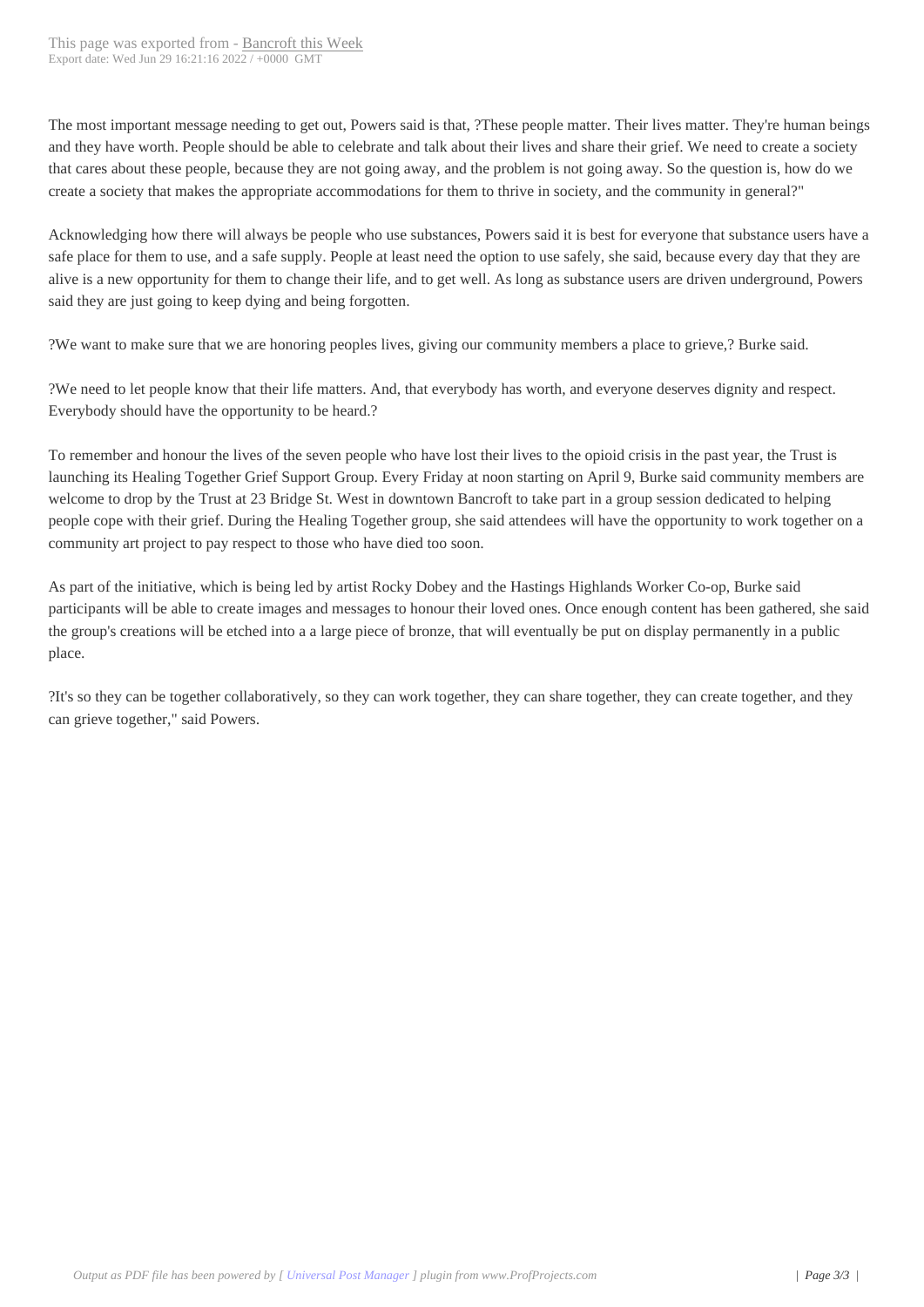The most important message needing to get out, Powers said is that, ?These people matter. Their lives matter. They're human beings and they have worth. People should be able to celebrate and talk about their lives and share their grief. We need to create a society that cares about these people, because they are not going away, and the problem is not going away. So the question is, how do we create a society that makes the appropriate accommodations for them to thrive in society, and the community in general?"

Acknowledging how there will always be people who use substances, Powers said it is best for everyone that substance users have a safe place for them to use, and a safe supply. People at least need the option to use safely, she said, because every day that they are alive is a new opportunity for them to change their life, and to get well. As long as substance users are driven underground, Powers said they are just going to keep dying and being forgotten.

?We want to make sure that we are honoring peoples lives, giving our community members a place to grieve,? Burke said.

?We need to let people know that their life matters. And, that everybody has worth, and everyone deserves dignity and respect. Everybody should have the opportunity to be heard.?

To remember and honour the lives of the seven people who have lost their lives to the opioid crisis in the past year, the Trust is launching its Healing Together Grief Support Group. Every Friday at noon starting on April 9, Burke said community members are welcome to drop by the Trust at 23 Bridge St. West in downtown Bancroft to take part in a group session dedicated to helping people cope with their grief. During the Healing Together group, she said attendees will have the opportunity to work together on a community art project to pay respect to those who have died too soon.

As part of the initiative, which is being led by artist Rocky Dobey and the Hastings Highlands Worker Co-op, Burke said participants will be able to create images and messages to honour their loved ones. Once enough content has been gathered, she said the group's creations will be etched into a a large piece of bronze, that will eventually be put on display permanently in a public place.

?It's so they can be together collaboratively, so they can work together, they can share together, they can create together, and they can grieve together," said Powers.